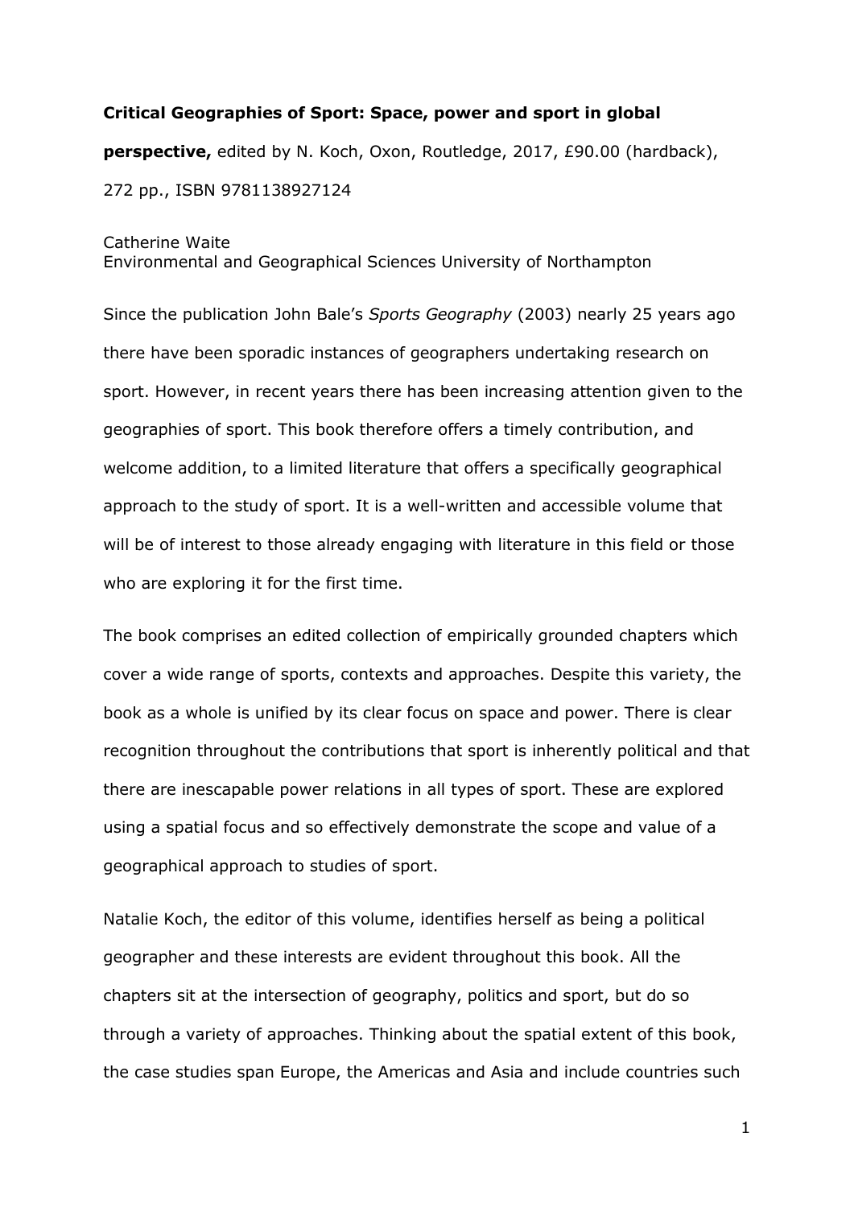**Critical Geographies of Sport: Space, power and sport in global perspective,** edited by N. Koch, Oxon, Routledge, 2017, £90.00 (hardback), 272 pp., ISBN 9781138927124

Catherine Waite
Environmental and Geographical Sciences University of Northampton

Since the publication John Bale's *Sports Geography* (2003) nearly 25 years ago there have been sporadic instances of geographers undertaking research on sport. However, in recent years there has been increasing attention given to the geographies of sport. This book therefore offers a timely contribution, and welcome addition, to a limited literature that offers a specifically geographical approach to the study of sport. It is a well-written and accessible volume that will be of interest to those already engaging with literature in this field or those who are exploring it for the first time.

The book comprises an edited collection of empirically grounded chapters which cover a wide range of sports, contexts and approaches. Despite this variety, the book as a whole is unified by its clear focus on space and power. There is clear recognition throughout the contributions that sport is inherently political and that there are inescapable power relations in all types of sport. These are explored using a spatial focus and so effectively demonstrate the scope and value of a geographical approach to studies of sport.

Natalie Koch, the editor of this volume, identifies herself as being a political geographer and these interests are evident throughout this book. All the chapters sit at the intersection of geography, politics and sport, but do so through a variety of approaches. Thinking about the spatial extent of this book, the case studies span Europe, the Americas and Asia and include countries such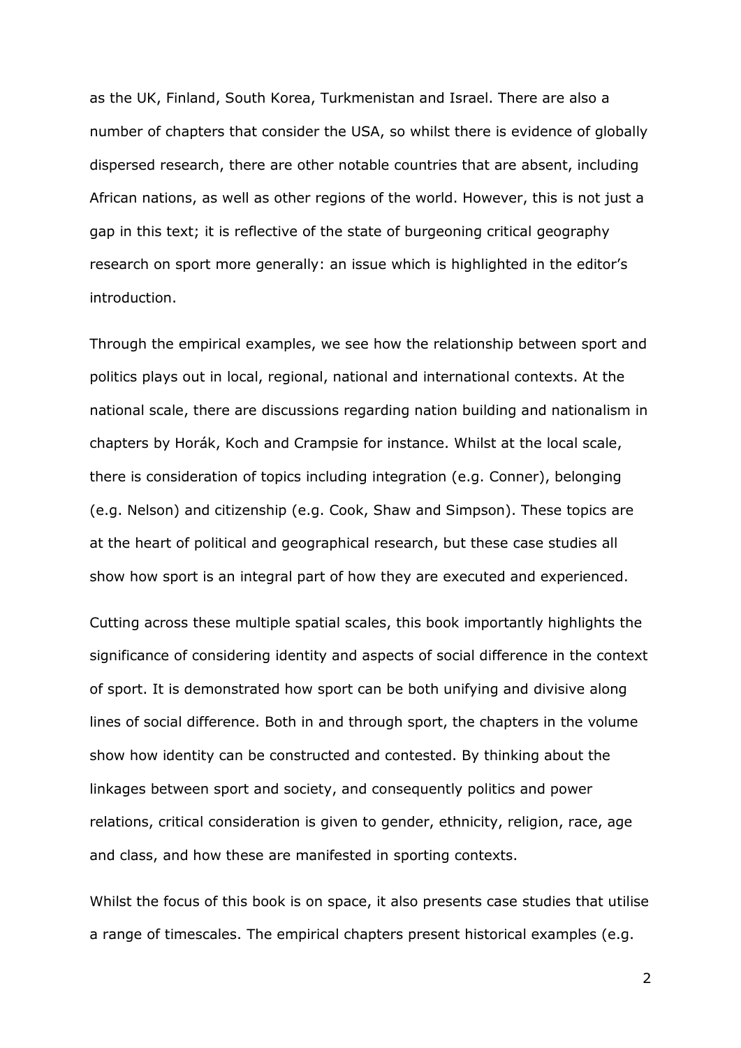as the UK, Finland, South Korea, Turkmenistan and Israel. There are also a number of chapters that consider the USA, so whilst there is evidence of globally dispersed research, there are other notable countries that are absent, including African nations, as well as other regions of the world. However, this is not just a gap in this text; it is reflective of the state of burgeoning critical geography research on sport more generally: an issue which is highlighted in the editor's introduction.

Through the empirical examples, we see how the relationship between sport and politics plays out in local, regional, national and international contexts. At the national scale, there are discussions regarding nation building and nationalism in chapters by Horák, Koch and Crampsie for instance. Whilst at the local scale, there is consideration of topics including integration (e.g. Conner), belonging (e.g. Nelson) and citizenship (e.g. Cook, Shaw and Simpson). These topics are at the heart of political and geographical research, but these case studies all show how sport is an integral part of how they are executed and experienced.

Cutting across these multiple spatial scales, this book importantly highlights the significance of considering identity and aspects of social difference in the context of sport. It is demonstrated how sport can be both unifying and divisive along lines of social difference. Both in and through sport, the chapters in the volume show how identity can be constructed and contested. By thinking about the linkages between sport and society, and consequently politics and power relations, critical consideration is given to gender, ethnicity, religion, race, age and class, and how these are manifested in sporting contexts.

Whilst the focus of this book is on space, it also presents case studies that utilise a range of timescales. The empirical chapters present historical examples (e.g.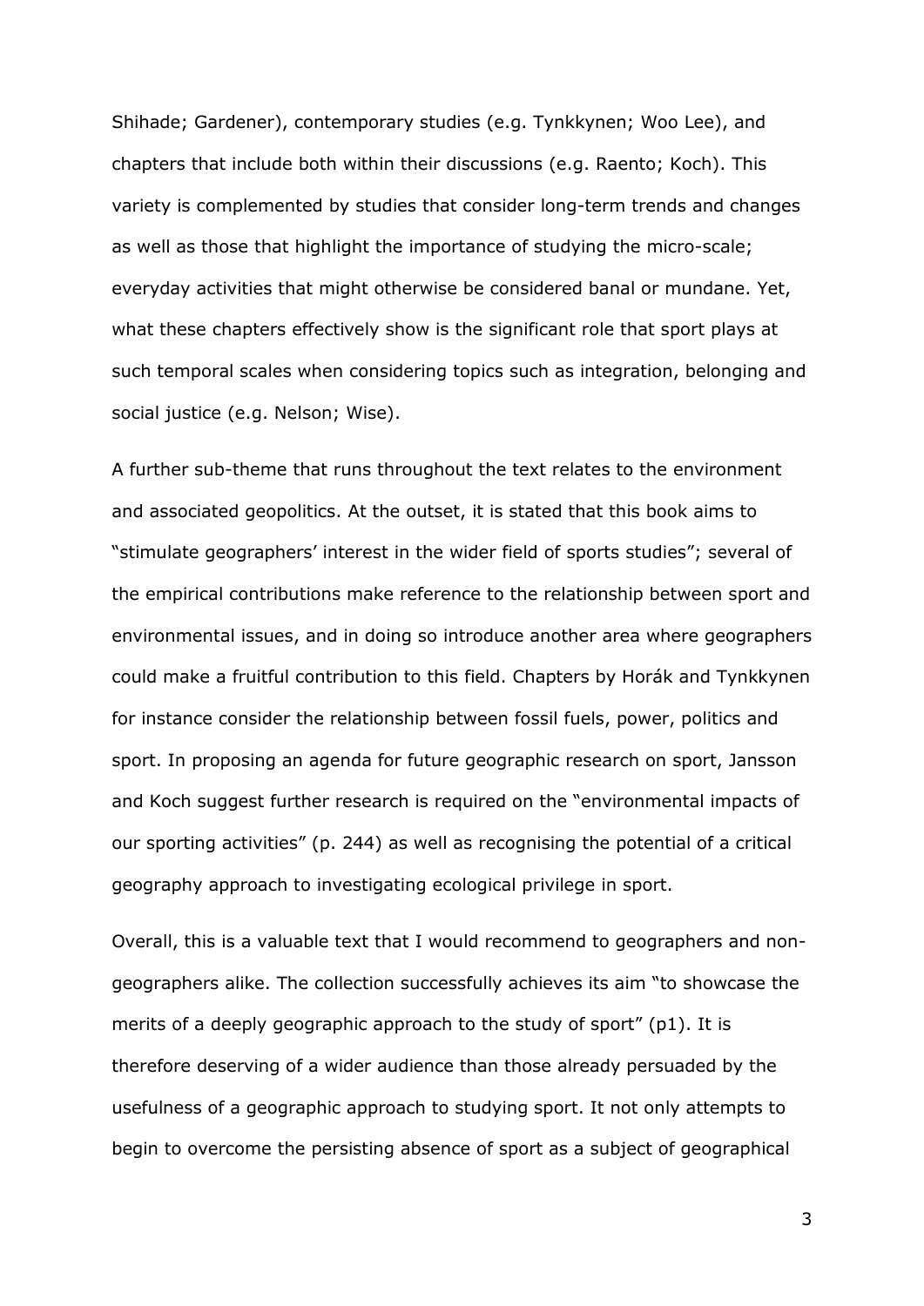Shihade; Gardener), contemporary studies (e.g. Tynkkynen; Woo Lee), and chapters that include both within their discussions (e.g. Raento; Koch). This variety is complemented by studies that consider long-term trends and changes as well as those that highlight the importance of studying the micro-scale; everyday activities that might otherwise be considered banal or mundane. Yet, what these chapters effectively show is the significant role that sport plays at such temporal scales when considering topics such as integration, belonging and social justice (e.g. Nelson; Wise).

A further sub-theme that runs throughout the text relates to the environment and associated geopolitics. At the outset, it is stated that this book aims to "stimulate geographers' interest in the wider field of sports studies"; several of the empirical contributions make reference to the relationship between sport and environmental issues, and in doing so introduce another area where geographers could make a fruitful contribution to this field. Chapters by Horák and Tynkkynen for instance consider the relationship between fossil fuels, power, politics and sport. In proposing an agenda for future geographic research on sport, Jansson and Koch suggest further research is required on the "environmental impacts of our sporting activities" (p. 244) as well as recognising the potential of a critical geography approach to investigating ecological privilege in sport.

Overall, this is a valuable text that I would recommend to geographers and non-geographers alike. The collection successfully achieves its aim "to showcase the merits of a deeply geographic approach to the study of sport" (p1). It is therefore deserving of a wider audience than those already persuaded by the usefulness of a geographic approach to studying sport. It not only attempts to begin to overcome the persisting absence of sport as a subject of geographical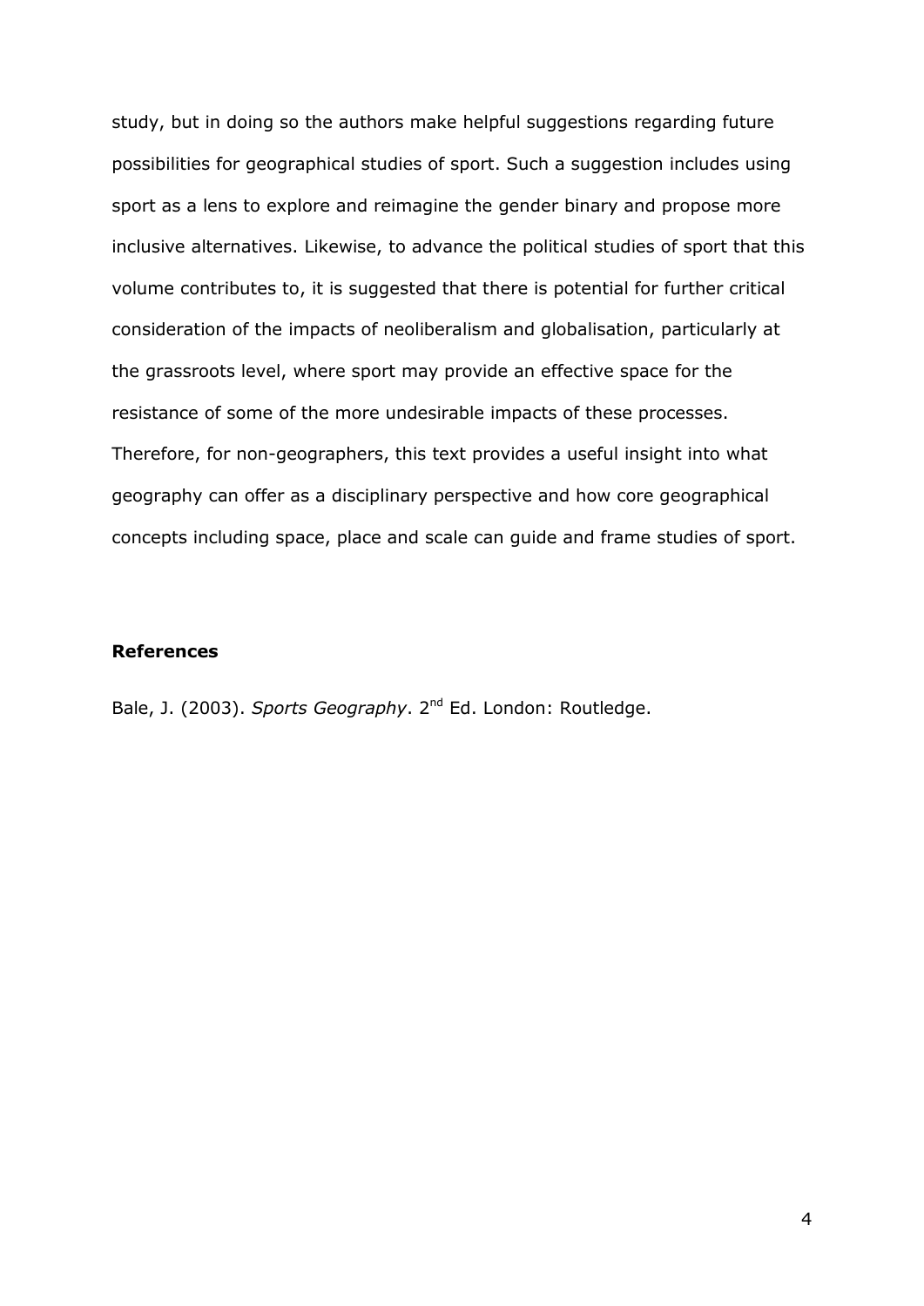study, but in doing so the authors make helpful suggestions regarding future possibilities for geographical studies of sport. Such a suggestion includes using sport as a lens to explore and reimagine the gender binary and propose more inclusive alternatives. Likewise, to advance the political studies of sport that this volume contributes to, it is suggested that there is potential for further critical consideration of the impacts of neoliberalism and globalisation, particularly at the grassroots level, where sport may provide an effective space for the resistance of some of the more undesirable impacts of these processes. Therefore, for non-geographers, this text provides a useful insight into what geography can offer as a disciplinary perspective and how core geographical concepts including space, place and scale can guide and frame studies of sport.

**References**

Bale, J. (2003). *Sports Geography*. 2nd Ed. London: Routledge.